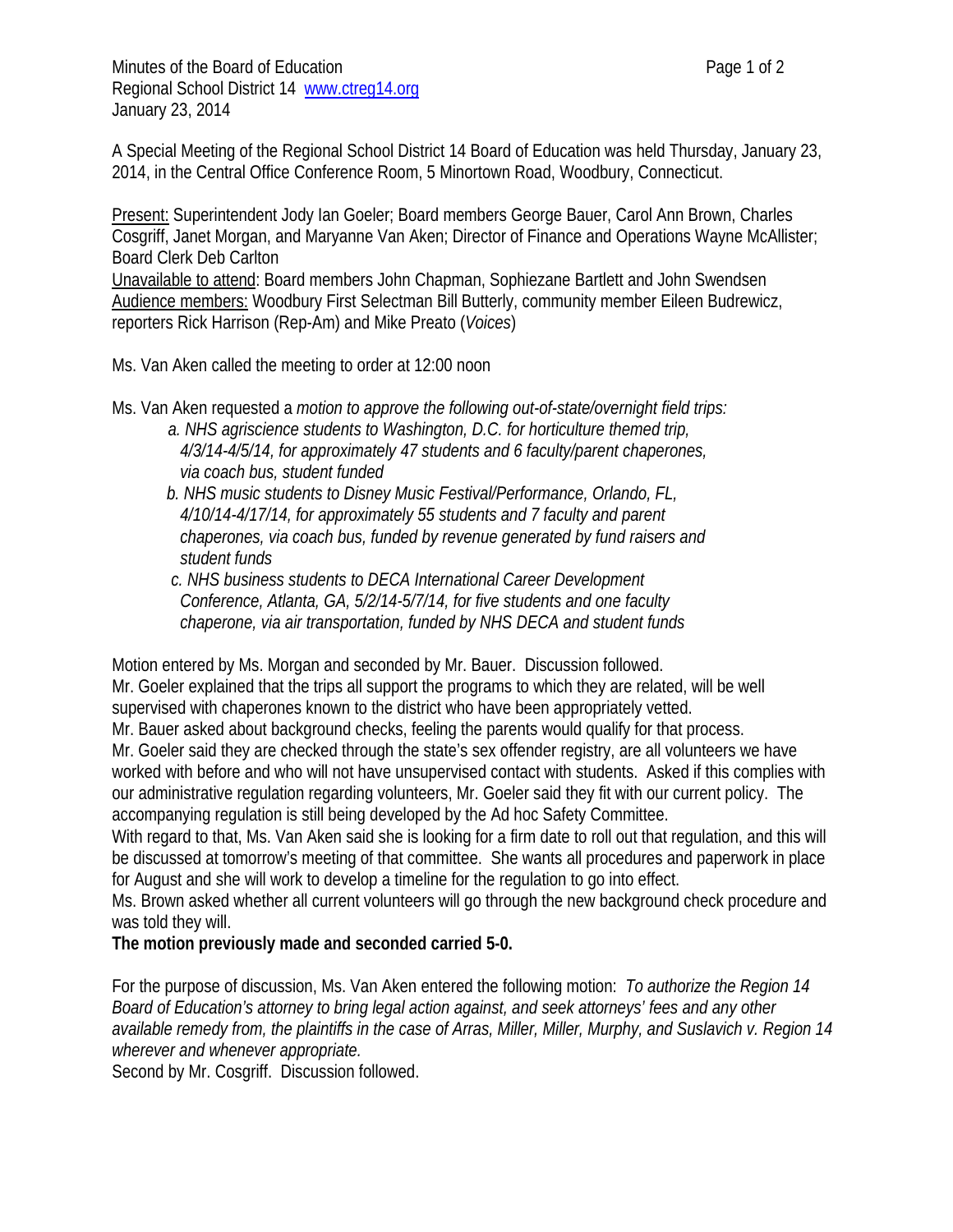Minutes of the Board of Education
Regional School District 14 [www.ctreg14.org](http://www.ctreg14.org)
January 23, 2014

A Special Meeting of the Regional School District 14 Board of Education was held Thursday, January 23, 2014, in the Central Office Conference Room, 5 Minortown Road, Woodbury, Connecticut.

Present: Superintendent Jody Ian Goeler; Board members George Bauer, Carol Ann Brown, Charles Cosgriff, Janet Morgan, and Maryanne Van Aken; Director of Finance and Operations Wayne McAllister; Board Clerk Deb Carlton
Unavailable to attend: Board members John Chapman, Sophiezane Bartlett and John Swendsen
Audience members: Woodbury First Selectman Bill Butterly, community member Eileen Budrewicz, reporters Rick Harrison (Rep-Am) and Mike Preato (*Voices*)

Ms. Van Aken called the meeting to order at 12:00 noon

Ms. Van Aken requested a *motion to approve the following out-of-state/overnight field trips:*

*a. NHS agriscience students to Washington, D.C. for horticulture themed trip, 4/3/14-4/5/14, for approximately 47 students and 6 faculty/parent chaperones, via coach bus, student funded*

*b. NHS music students to Disney Music Festival/Performance, Orlando, FL, 4/10/14-4/17/14, for approximately 55 students and 7 faculty and parent chaperones, via coach bus, funded by revenue generated by fund raisers and student funds*

*c. NHS business students to DECA International Career Development Conference, Atlanta, GA, 5/2/14-5/7/14, for five students and one faculty chaperone, via air transportation, funded by NHS DECA and student funds*

Motion entered by Ms. Morgan and seconded by Mr. Bauer. Discussion followed.
Mr. Goeler explained that the trips all support the programs to which they are related, will be well supervised with chaperones known to the district who have been appropriately vetted.
Mr. Bauer asked about background checks, feeling the parents would qualify for that process.
Mr. Goeler said they are checked through the state's sex offender registry, are all volunteers we have worked with before and who will not have unsupervised contact with students. Asked if this complies with our administrative regulation regarding volunteers, Mr. Goeler said they fit with our current policy. The accompanying regulation is still being developed by the Ad hoc Safety Committee.
With regard to that, Ms. Van Aken said she is looking for a firm date to roll out that regulation, and this will be discussed at tomorrow's meeting of that committee. She wants all procedures and paperwork in place for August and she will work to develop a timeline for the regulation to go into effect.
Ms. Brown asked whether all current volunteers will go through the new background check procedure and was told they will.
**The motion previously made and seconded carried 5-0.**

For the purpose of discussion, Ms. Van Aken entered the following motion: *To authorize the Region 14 Board of Education's attorney to bring legal action against, and seek attorneys' fees and any other available remedy from, the plaintiffs in the case of Arras, Miller, Miller, Murphy, and Suslavich v. Region 14 wherever and whenever appropriate.*
Second by Mr. Cosgriff. Discussion followed.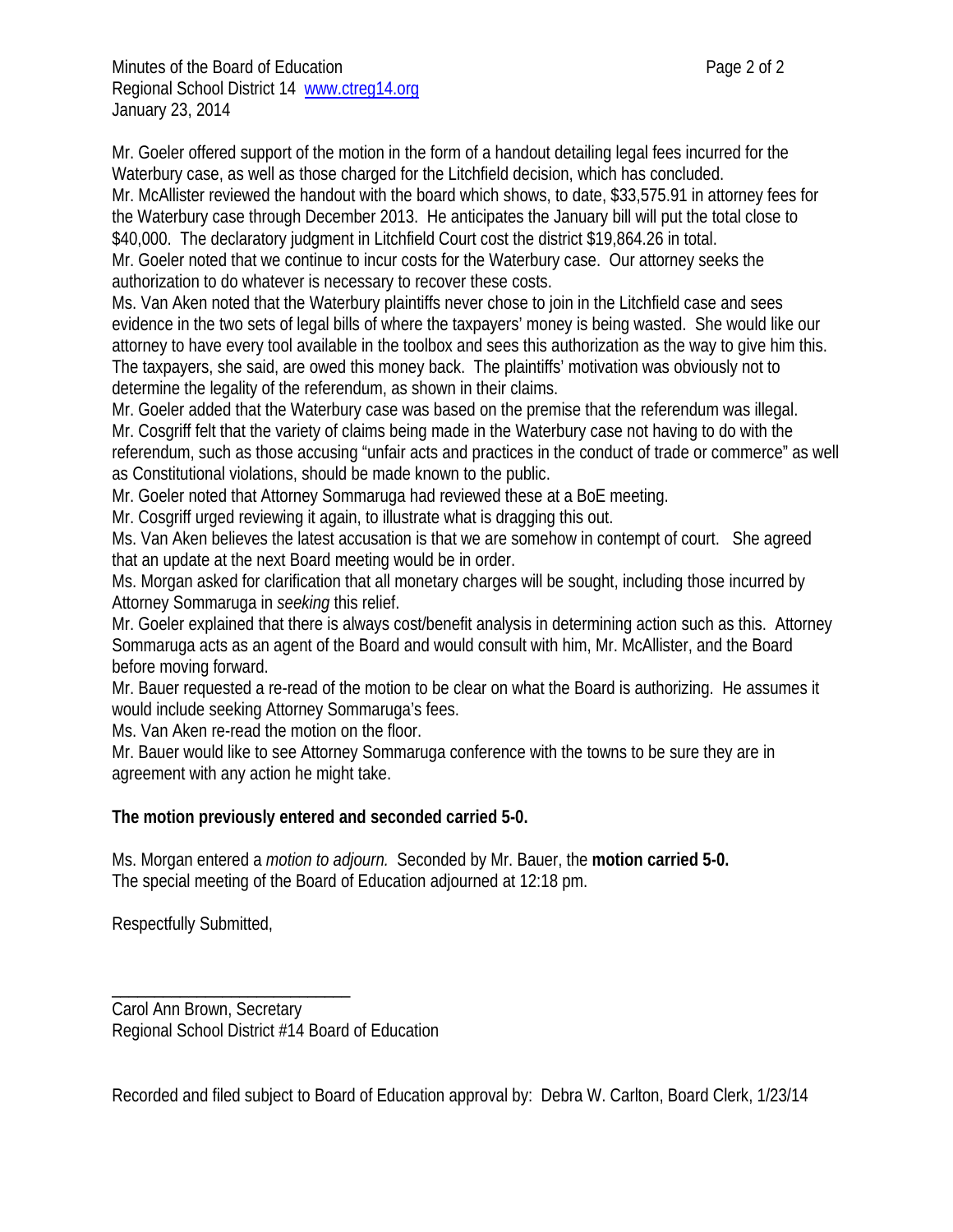Mr. Goeler offered support of the motion in the form of a handout detailing legal fees incurred for the Waterbury case, as well as those charged for the Litchfield decision, which has concluded.
Mr. McAllister reviewed the handout with the board which shows, to date, $33,575.91 in attorney fees for the Waterbury case through December 2013. He anticipates the January bill will put the total close to $40,000. The declaratory judgment in Litchfield Court cost the district $19,864.26 in total.
Mr. Goeler noted that we continue to incur costs for the Waterbury case. Our attorney seeks the authorization to do whatever is necessary to recover these costs.
Ms. Van Aken noted that the Waterbury plaintiffs never chose to join in the Litchfield case and sees evidence in the two sets of legal bills of where the taxpayers' money is being wasted. She would like our attorney to have every tool available in the toolbox and sees this authorization as the way to give him this. The taxpayers, she said, are owed this money back. The plaintiffs' motivation was obviously not to determine the legality of the referendum, as shown in their claims.
Mr. Goeler added that the Waterbury case was based on the premise that the referendum was illegal.
Mr. Cosgriff felt that the variety of claims being made in the Waterbury case not having to do with the referendum, such as those accusing "unfair acts and practices in the conduct of trade or commerce" as well as Constitutional violations, should be made known to the public.
Mr. Goeler noted that Attorney Sommaruga had reviewed these at a BoE meeting.
Mr. Cosgriff urged reviewing it again, to illustrate what is dragging this out.
Ms. Van Aken believes the latest accusation is that we are somehow in contempt of court. She agreed that an update at the next Board meeting would be in order.
Ms. Morgan asked for clarification that all monetary charges will be sought, including those incurred by Attorney Sommaruga in *seeking* this relief.
Mr. Goeler explained that there is always cost/benefit analysis in determining action such as this. Attorney Sommaruga acts as an agent of the Board and would consult with him, Mr. McAllister, and the Board before moving forward.
Mr. Bauer requested a re-read of the motion to be clear on what the Board is authorizing. He assumes it would include seeking Attorney Sommaruga's fees.
Ms. Van Aken re-read the motion on the floor.
Mr. Bauer would like to see Attorney Sommaruga conference with the towns to be sure they are in agreement with any action he might take.

**The motion previously entered and seconded carried 5-0.**

Ms. Morgan entered a *motion to adjourn.* Seconded by Mr. Bauer, the **motion carried 5-0.**
The special meeting of the Board of Education adjourned at 12:18 pm.

Respectfully Submitted,

\_\_\_\_\_\_\_\_\_\_\_\_\_\_\_\_\_\_\_\_\_\_\_\_\_\_\_\_

Carol Ann Brown, Secretary
Regional School District #14 Board of Education

Recorded and filed subject to Board of Education approval by: Debra W. Carlton, Board Clerk, 1/23/14